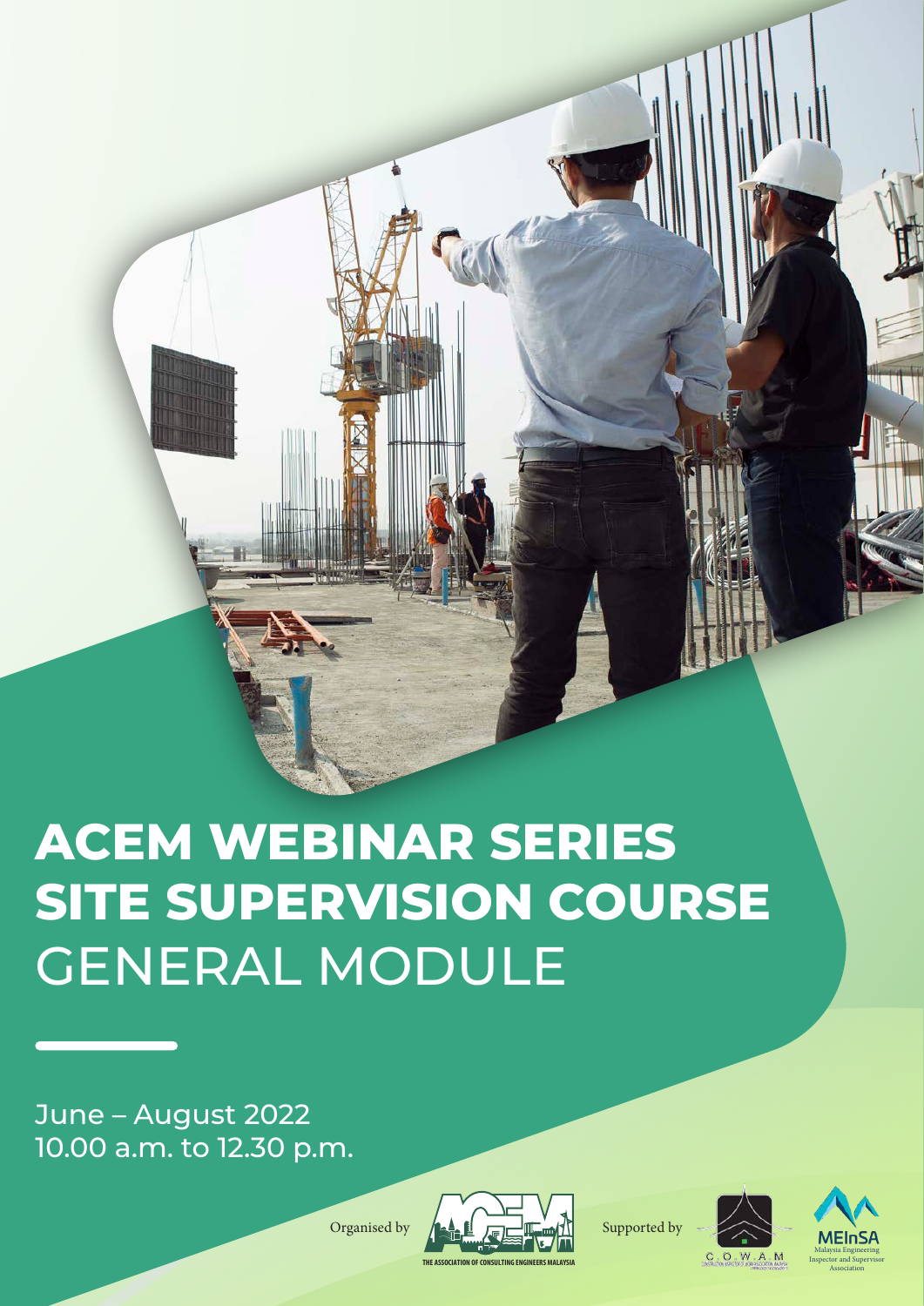# ACEM WEBINAR SERIES SITE SUPERVISION COURSE GENERAL MODULE

June – August 2022
10.00 a.m. to 12.30 p.m.

Organised by THE ASSOCIATION OF CONSULTING ENGINEERS MALAYSIA

Supported by C.O.W.A.M

MEInSA Malaysia Engineering Inspector and Supervisor Association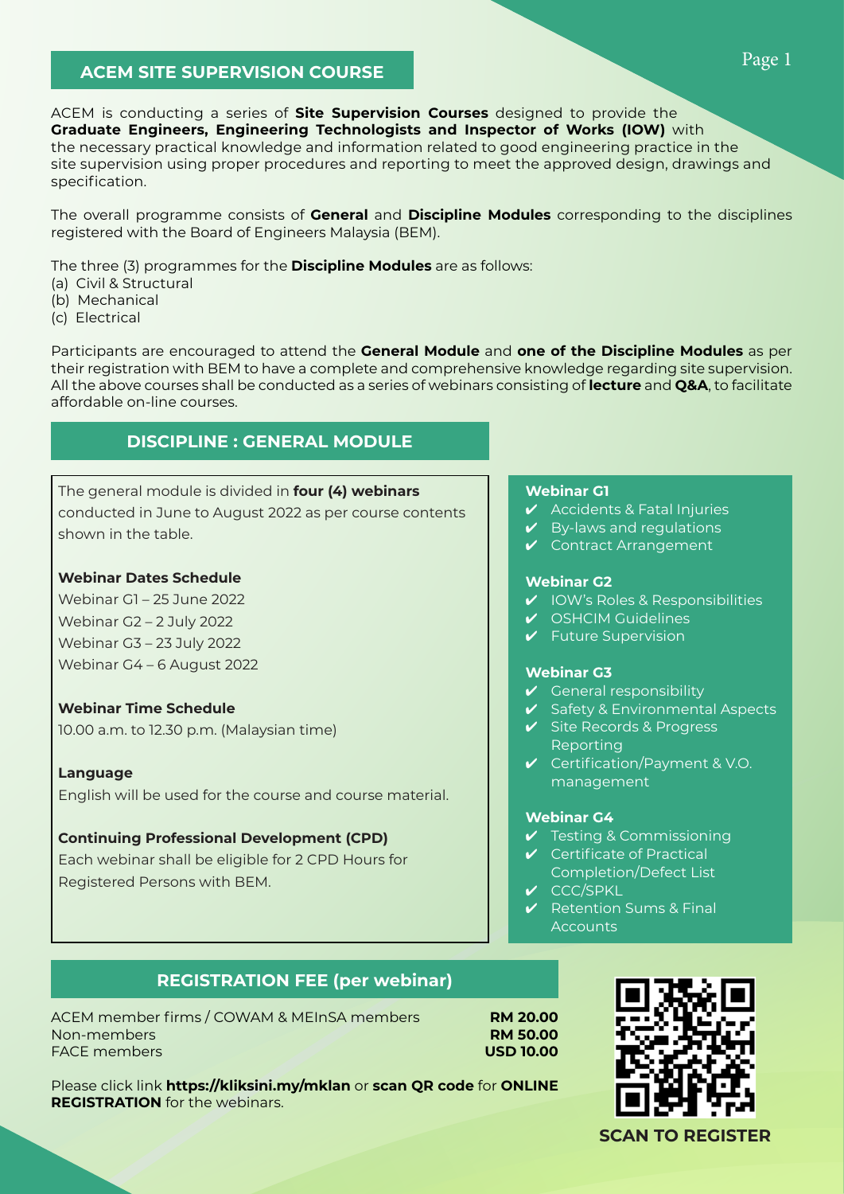## ACEM SITE SUPERVISION COURSE

ACEM is conducting a series of **Site Supervision Courses** designed to provide the **Graduate Engineers, Engineering Technologists and Inspector of Works (IOW)** with the necessary practical knowledge and information related to good engineering practice in the site supervision using proper procedures and reporting to meet the approved design, drawings and specification.

The overall programme consists of **General** and **Discipline Modules** corresponding to the disciplines registered with the Board of Engineers Malaysia (BEM).

The three (3) programmes for the **Discipline Modules** are as follows:

(a) Civil & Structural
(b) Mechanical
(c) Electrical

Participants are encouraged to attend the **General Module** and **one of the Discipline Modules** as per their registration with BEM to have a complete and comprehensive knowledge regarding site supervision. All the above courses shall be conducted as a series of webinars consisting of **lecture** and **Q&A**, to facilitate affordable on-line courses.

## DISCIPLINE : GENERAL MODULE

The general module is divided in **four (4) webinars** conducted in June to August 2022 as per course contents shown in the table.

**Webinar Dates Schedule**

Webinar G1 – 25 June 2022
Webinar G2 – 2 July 2022
Webinar G3 – 23 July 2022
Webinar G4 – 6 August 2022

**Webinar Time Schedule**

10.00 a.m. to 12.30 p.m. (Malaysian time)

**Language**

English will be used for the course and course material.

**Continuing Professional Development (CPD)**

Each webinar shall be eligible for 2 CPD Hours for Registered Persons with BEM.

**Webinar G1**

- ✔ Accidents & Fatal Injuries
- ✔ By-laws and regulations
- ✔ Contract Arrangement

**Webinar G2**

- ✔ IOW's Roles & Responsibilities
- ✔ OSHCIM Guidelines
- ✔ Future Supervision

**Webinar G3**

- ✔ General responsibility
- ✔ Safety & Environmental Aspects
- ✔ Site Records & Progress Reporting
- ✔ Certification/Payment & V.O. management

**Webinar G4**

- ✔ Testing & Commissioning
- ✔ Certificate of Practical Completion/Defect List
- ✔ CCC/SPKL
- ✔ Retention Sums & Final Accounts

## REGISTRATION FEE (per webinar)

| | |
|---|---|
| ACEM member firms / COWAM & MEInSA members | **RM 20.00** |
| Non-members | **RM 50.00** |
| FACE members | **USD 10.00** |

Please click link **https://kliksini.my/mklan** or **scan QR code** for **ONLINE REGISTRATION** for the webinars.

**SCAN TO REGISTER**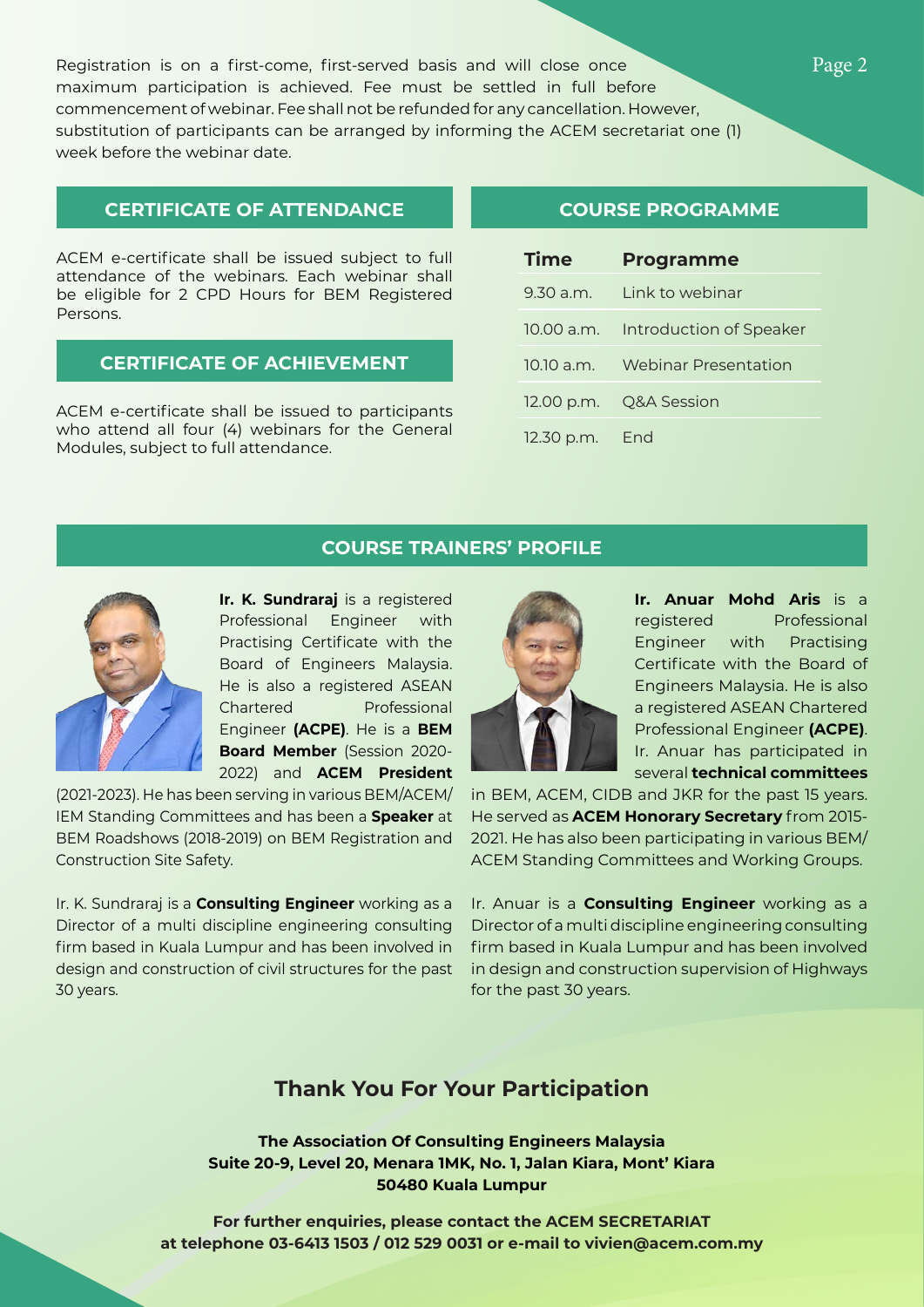Registration is on a first-come, first-served basis and will close once maximum participation is achieved. Fee must be settled in full before commencement of webinar. Fee shall not be refunded for any cancellation. However, substitution of participants can be arranged by informing the ACEM secretariat one (1) week before the webinar date.

## CERTIFICATE OF ATTENDANCE

ACEM e-certificate shall be issued subject to full attendance of the webinars. Each webinar shall be eligible for 2 CPD Hours for BEM Registered Persons.

## CERTIFICATE OF ACHIEVEMENT

ACEM e-certificate shall be issued to participants who attend all four (4) webinars for the General Modules, subject to full attendance.

## COURSE PROGRAMME

| Time | Programme |
|---|---|
| 9.30 a.m. | Link to webinar |
| 10.00 a.m. | Introduction of Speaker |
| 10.10 a.m. | Webinar Presentation |
| 12.00 p.m. | Q&A Session |
| 12.30 p.m. | End |

## COURSE TRAINERS' PROFILE

**Ir. K. Sundraraj** is a registered Professional Engineer with Practising Certificate with the Board of Engineers Malaysia. He is also a registered ASEAN Chartered Professional Engineer **(ACPE)**. He is a **BEM Board Member** (Session 2020-2022) and **ACEM President** (2021-2023). He has been serving in various BEM/ACEM/IEM Standing Committees and has been a **Speaker** at BEM Roadshows (2018-2019) on BEM Registration and Construction Site Safety.

Ir. K. Sundraraj is a **Consulting Engineer** working as a Director of a multi discipline engineering consulting firm based in Kuala Lumpur and has been involved in design and construction of civil structures for the past 30 years.

**Ir. Anuar Mohd Aris** is a registered Professional Engineer with Practising Certificate with the Board of Engineers Malaysia. He is also a registered ASEAN Chartered Professional Engineer **(ACPE)**. Ir. Anuar has participated in several **technical committees** in BEM, ACEM, CIDB and JKR for the past 15 years. He served as **ACEM Honorary Secretary** from 2015-2021. He has also been participating in various BEM/ACEM Standing Committees and Working Groups.

Ir. Anuar is a **Consulting Engineer** working as a Director of a multi discipline engineering consulting firm based in Kuala Lumpur and has been involved in design and construction supervision of Highways for the past 30 years.

## Thank You For Your Participation

**The Association Of Consulting Engineers Malaysia**
**Suite 20-9, Level 20, Menara 1MK, No. 1, Jalan Kiara, Mont' Kiara**
**50480 Kuala Lumpur**

**For further enquiries, please contact the ACEM SECRETARIAT at telephone 03-6413 1503 / 012 529 0031 or e-mail to vivien@acem.com.my**